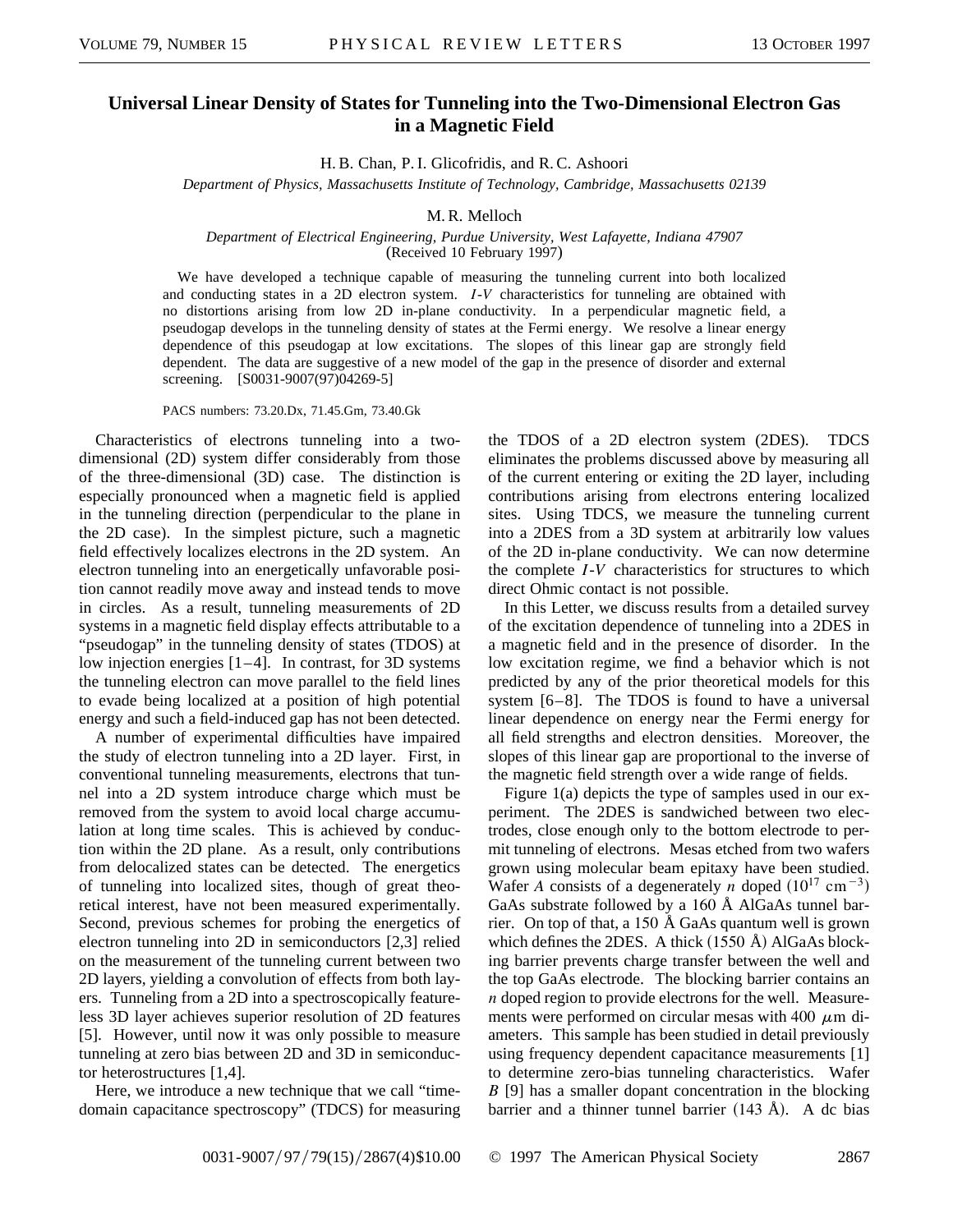# Universal Linear Density of States for Tunneling into the Two-Dimensional Electron Gas in a Magnetic Field

H. B. Chan, P. I. Glicofridis, and R. C. Ashoori

*Department of Physics, Massachusetts Institute of Technology, Cambridge, Massachusetts 02139*

M. R. Melloch

*Department of Electrical Engineering, Purdue University, West Lafayette, Indiana 47907*
(Received 10 February 1997)

We have developed a technique capable of measuring the tunneling current into both localized and conducting states in a 2D electron system. *I-V* characteristics for tunneling are obtained with no distortions arising from low 2D in-plane conductivity. In a perpendicular magnetic field, a pseudogap develops in the tunneling density of states at the Fermi energy. We resolve a linear energy dependence of this pseudogap at low excitations. The slopes of this linear gap are strongly field dependent. The data are suggestive of a new model of the gap in the presence of disorder and external screening. [S0031-9007(97)04269-5]

PACS numbers: 73.20.Dx, 71.45.Gm, 73.40.Gk

Characteristics of electrons tunneling into a two-dimensional (2D) system differ considerably from those of the three-dimensional (3D) case. The distinction is especially pronounced when a magnetic field is applied in the tunneling direction (perpendicular to the plane in the 2D case). In the simplest picture, such a magnetic field effectively localizes electrons in the 2D system. An electron tunneling into an energetically unfavorable position cannot readily move away and instead tends to move in circles. As a result, tunneling measurements of 2D systems in a magnetic field display effects attributable to a "pseudogap" in the tunneling density of states (TDOS) at low injection energies [1–4]. In contrast, for 3D systems the tunneling electron can move parallel to the field lines to evade being localized at a position of high potential energy and such a field-induced gap has not been detected.

A number of experimental difficulties have impaired the study of electron tunneling into a 2D layer. First, in conventional tunneling measurements, electrons that tunnel into a 2D system introduce charge which must be removed from the system to avoid local charge accumulation at long time scales. This is achieved by conduction within the 2D plane. As a result, only contributions from delocalized states can be detected. The energetics of tunneling into localized sites, though of great theoretical interest, have not been measured experimentally. Second, previous schemes for probing the energetics of electron tunneling into 2D in semiconductors [2,3] relied on the measurement of the tunneling current between two 2D layers, yielding a convolution of effects from both layers. Tunneling from a 2D into a spectroscopically featureless 3D layer achieves superior resolution of 2D features [5]. However, until now it was only possible to measure tunneling at zero bias between 2D and 3D in semiconductor heterostructures [1,4].

Here, we introduce a new technique that we call "time-domain capacitance spectroscopy" (TDCS) for measuring the TDOS of a 2D electron system (2DES). TDCS eliminates the problems discussed above by measuring all of the current entering or exiting the 2D layer, including contributions arising from electrons entering localized sites. Using TDCS, we measure the tunneling current into a 2DES from a 3D system at arbitrarily low values of the 2D in-plane conductivity. We can now determine the complete *I-V* characteristics for structures to which direct Ohmic contact is not possible.

In this Letter, we discuss results from a detailed survey of the excitation dependence of tunneling into a 2DES in a magnetic field and in the presence of disorder. In the low excitation regime, we find a behavior which is not predicted by any of the prior theoretical models for this system [6–8]. The TDOS is found to have a universal linear dependence on energy near the Fermi energy for all field strengths and electron densities. Moreover, the slopes of this linear gap are proportional to the inverse of the magnetic field strength over a wide range of fields.

Figure 1(a) depicts the type of samples used in our experiment. The 2DES is sandwiched between two electrodes, close enough only to the bottom electrode to permit tunneling of electrons. Mesas etched from two wafers grown using molecular beam epitaxy have been studied. Wafer *A* consists of a degenerately *n* doped ($10^{17}$ cm$^{-3}$) GaAs substrate followed by a 160 Å AlGaAs tunnel barrier. On top of that, a 150 Å GaAs quantum well is grown which defines the 2DES. A thick (1550 Å) AlGaAs blocking barrier prevents charge transfer between the well and the top GaAs electrode. The blocking barrier contains an *n* doped region to provide electrons for the well. Measurements were performed on circular mesas with 400 $\mu$m diameters. This sample has been studied in detail previously using frequency dependent capacitance measurements [1] to determine zero-bias tunneling characteristics. Wafer *B* [9] has a smaller dopant concentration in the blocking barrier and a thinner tunnel barrier (143 Å). A dc bias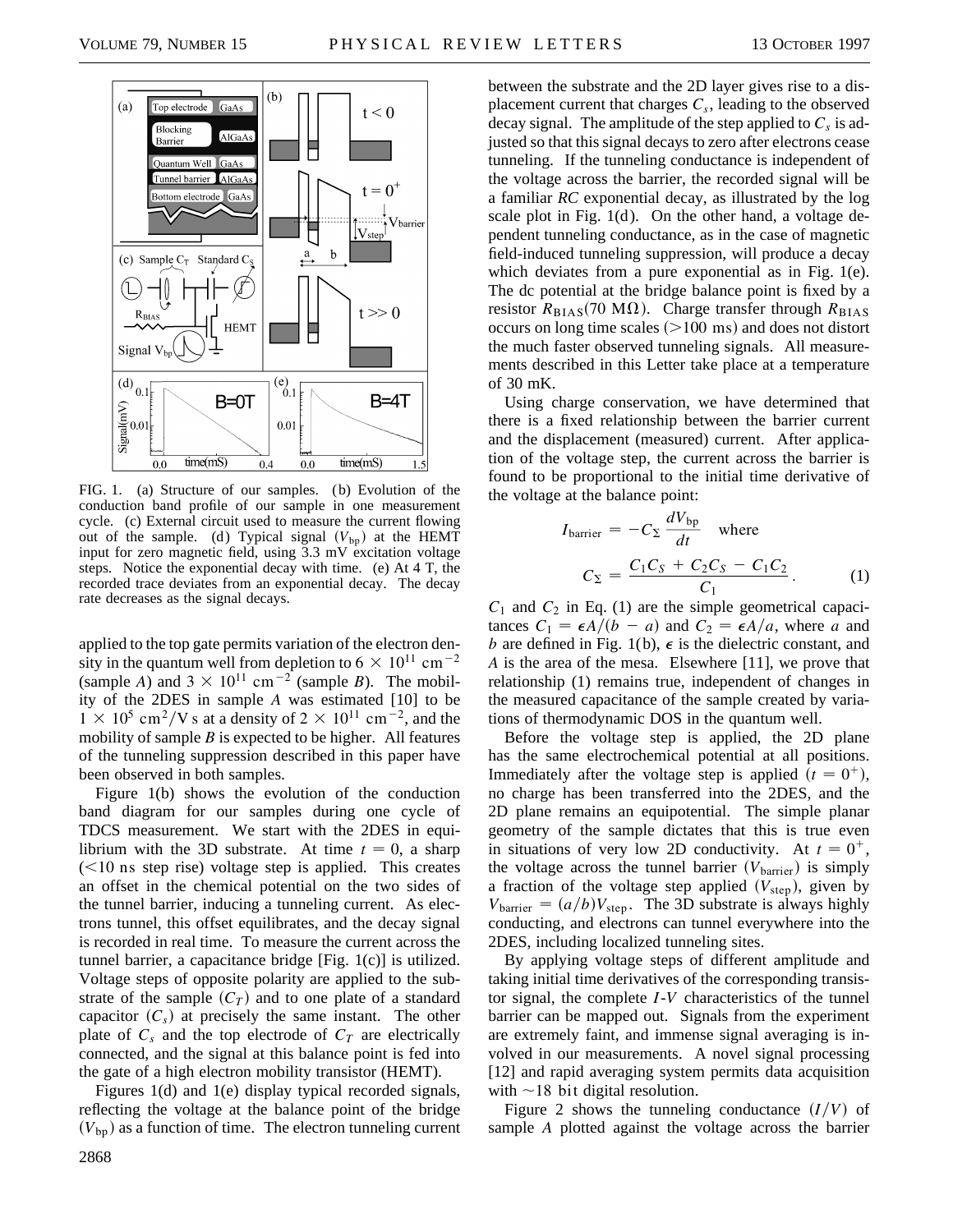FIG. 1. (a) Structure of our samples. (b) Evolution of the conduction band profile of our sample in one measurement cycle. (c) External circuit used to measure the current flowing out of the sample. (d) Typical signal ($V_{bp}$) at the HEMT input for zero magnetic field, using 3.3 mV excitation voltage steps. Notice the exponential decay with time. (e) At 4 T, the recorded trace deviates from an exponential decay. The decay rate decreases as the signal decays.

applied to the top gate permits variation of the electron density in the quantum well from depletion to $6 \times 10^{11}$ cm$^{-2}$ (sample *A*) and $3 \times 10^{11}$ cm$^{-2}$ (sample *B*). The mobility of the 2DES in sample *A* was estimated [10] to be $1 \times 10^5$ cm$^2$/V s at a density of $2 \times 10^{11}$ cm$^{-2}$, and the mobility of sample *B* is expected to be higher. All features of the tunneling suppression described in this paper have been observed in both samples.

Figure 1(b) shows the evolution of the conduction band diagram for our samples during one cycle of TDCS measurement. We start with the 2DES in equilibrium with the 3D substrate. At time $t = 0$, a sharp ($<10$ ns step rise) voltage step is applied. This creates an offset in the chemical potential on the two sides of the tunnel barrier, inducing a tunneling current. As electrons tunnel, this offset equilibrates, and the decay signal is recorded in real time. To measure the current across the tunnel barrier, a capacitance bridge [Fig. 1(c)] is utilized. Voltage steps of opposite polarity are applied to the substrate of the sample ($C_T$) and to one plate of a standard capacitor ($C_s$) at precisely the same instant. The other plate of $C_s$ and the top electrode of $C_T$ are electrically connected, and the signal at this balance point is fed into the gate of a high electron mobility transistor (HEMT).

Figures 1(d) and 1(e) display typical recorded signals, reflecting the voltage at the balance point of the bridge ($V_{bp}$) as a function of time. The electron tunneling current between the substrate and the 2D layer gives rise to a displacement current that charges $C_s$, leading to the observed decay signal. The amplitude of the step applied to $C_s$ is adjusted so that this signal decays to zero after electrons cease tunneling. If the tunneling conductance is independent of the voltage across the barrier, the recorded signal will be a familiar *RC* exponential decay, as illustrated by the log scale plot in Fig. 1(d). On the other hand, a voltage dependent tunneling conductance, as in the case of magnetic field-induced tunneling suppression, will produce a decay which deviates from a pure exponential as in Fig. 1(e). The dc potential at the bridge balance point is fixed by a resistor $R_{BIAS}$(70 M$\Omega$). Charge transfer through $R_{BIAS}$ occurs on long time scales ($>100$ ms) and does not distort the much faster observed tunneling signals. All measurements described in this Letter take place at a temperature of 30 mK.

Using charge conservation, we have determined that there is a fixed relationship between the barrier current and the displacement (measured) current. After application of the voltage step, the current across the barrier is found to be proportional to the initial time derivative of the voltage at the balance point:

$$I_{\text{barrier}} = -C_\Sigma \frac{dV_{\text{bp}}}{dt} \quad \text{where}$$
$$C_\Sigma = \frac{C_1 C_S + C_2 C_S - C_1 C_2}{C_1}. \qquad (1)$$

$C_1$ and $C_2$ in Eq. (1) are the simple geometrical capacitances $C_1 = \epsilon A/(b - a)$ and $C_2 = \epsilon A/a$, where $a$ and $b$ are defined in Fig. 1(b), $\epsilon$ is the dielectric constant, and $A$ is the area of the mesa. Elsewhere [11], we prove that relationship (1) remains true, independent of changes in the measured capacitance of the sample created by variations of thermodynamic DOS in the quantum well.

Before the voltage step is applied, the 2D plane has the same electrochemical potential at all positions. Immediately after the voltage step is applied ($t = 0^+$), no charge has been transferred into the 2DES, and the 2D plane remains an equipotential. The simple planar geometry of the sample dictates that this is true even in situations of very low 2D conductivity. At $t = 0^+$, the voltage across the tunnel barrier ($V_{\text{barrier}}$) is simply a fraction of the voltage step applied ($V_{\text{step}}$), given by $V_{\text{barrier}} = (a/b)V_{\text{step}}$. The 3D substrate is always highly conducting, and electrons can tunnel everywhere into the 2DES, including localized tunneling sites.

By applying voltage steps of different amplitude and taking initial time derivatives of the corresponding transistor signal, the complete *I-V* characteristics of the tunnel barrier can be mapped out. Signals from the experiment are extremely faint, and immense signal averaging is involved in our measurements. A novel signal processing [12] and rapid averaging system permits data acquisition with $\sim$18 bit digital resolution.

Figure 2 shows the tunneling conductance ($I/V$) of sample *A* plotted against the voltage across the barrier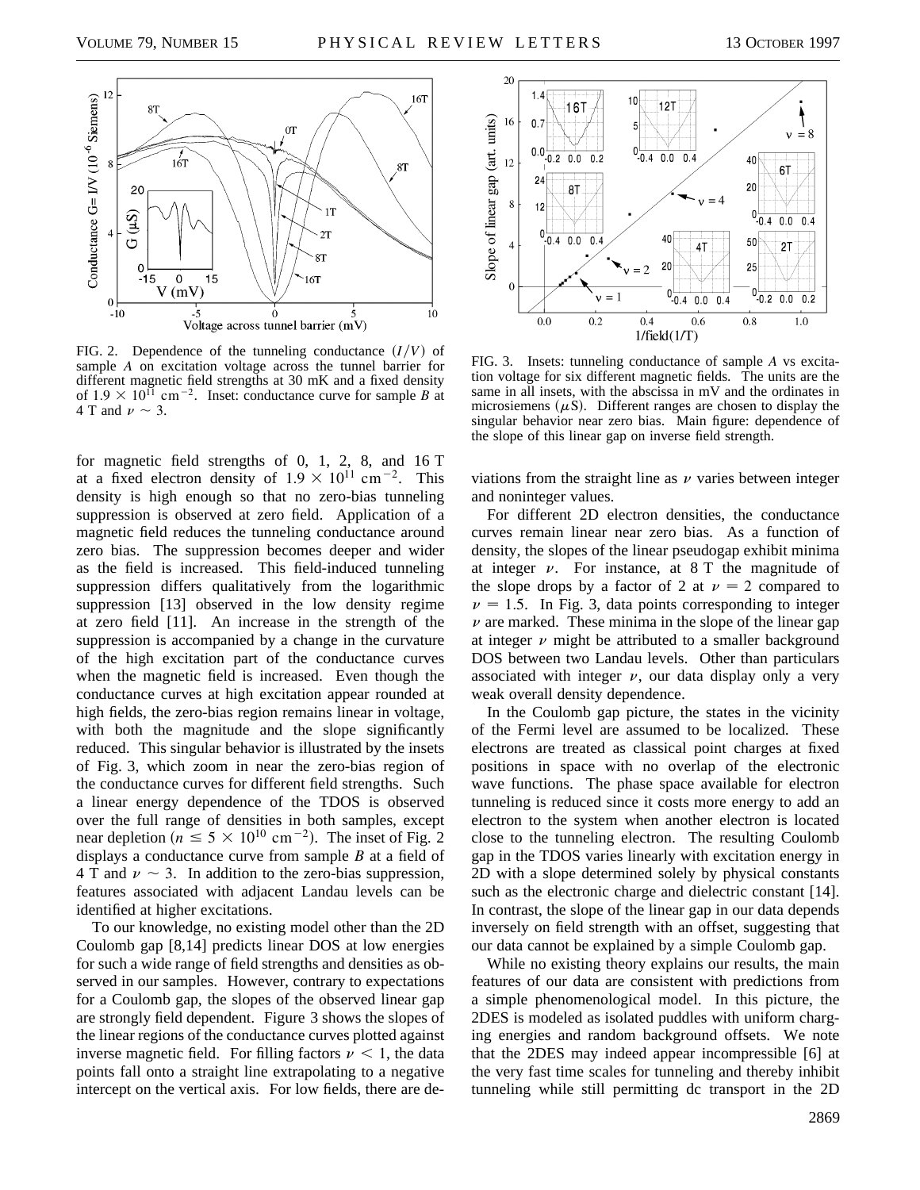FIG. 2. Dependence of the tunneling conductance ($I/V$) of sample *A* on excitation voltage across the tunnel barrier for different magnetic field strengths at 30 mK and a fixed density of $1.9 \times 10^{11}$ cm$^{-2}$. Inset: conductance curve for sample *B* at 4 T and $\nu \sim 3$.

FIG. 3. Insets: tunneling conductance of sample *A* vs excitation voltage for six different magnetic fields. The units are the same in all insets, with the abscissa in mV and the ordinates in microsiemens ($\mu$S). Different ranges are chosen to display the singular behavior near zero bias. Main figure: dependence of the slope of this linear gap on inverse field strength.

for magnetic field strengths of 0, 1, 2, 8, and 16 T at a fixed electron density of $1.9 \times 10^{11}$ cm$^{-2}$. This density is high enough so that no zero-bias tunneling suppression is observed at zero field. Application of a magnetic field reduces the tunneling conductance around zero bias. The suppression becomes deeper and wider as the field is increased. This field-induced tunneling suppression differs qualitatively from the logarithmic suppression [13] observed in the low density regime at zero field [11]. An increase in the strength of the suppression is accompanied by a change in the curvature of the high excitation part of the conductance curves when the magnetic field is increased. Even though the conductance curves at high excitation appear rounded at high fields, the zero-bias region remains linear in voltage, with both the magnitude and the slope significantly reduced. This singular behavior is illustrated by the insets of Fig. 3, which zoom in near the zero-bias region of the conductance curves for different field strengths. Such a linear energy dependence of the TDOS is observed over the full range of densities in both samples, except near depletion ($n \leq 5 \times 10^{10}$ cm$^{-2}$). The inset of Fig. 2 displays a conductance curve from sample *B* at a field of 4 T and $\nu \sim 3$. In addition to the zero-bias suppression, features associated with adjacent Landau levels can be identified at higher excitations.

To our knowledge, no existing model other than the 2D Coulomb gap [8,14] predicts linear DOS at low energies for such a wide range of field strengths and densities as observed in our samples. However, contrary to expectations for a Coulomb gap, the slopes of the observed linear gap are strongly field dependent. Figure 3 shows the slopes of the linear regions of the conductance curves plotted against inverse magnetic field. For filling factors $\nu < 1$, the data points fall onto a straight line extrapolating to a negative intercept on the vertical axis. For low fields, there are deviations from the straight line as $\nu$ varies between integer and noninteger values.

For different 2D electron densities, the conductance curves remain linear near zero bias. As a function of density, the slopes of the linear pseudogap exhibit minima at integer $\nu$. For instance, at 8 T the magnitude of the slope drops by a factor of 2 at $\nu = 2$ compared to $\nu = 1.5$. In Fig. 3, data points corresponding to integer $\nu$ are marked. These minima in the slope of the linear gap at integer $\nu$ might be attributed to a smaller background DOS between two Landau levels. Other than particulars associated with integer $\nu$, our data display only a very weak overall density dependence.

In the Coulomb gap picture, the states in the vicinity of the Fermi level are assumed to be localized. These electrons are treated as classical point charges at fixed positions in space with no overlap of the electronic wave functions. The phase space available for electron tunneling is reduced since it costs more energy to add an electron to the system when another electron is located close to the tunneling electron. The resulting Coulomb gap in the TDOS varies linearly with excitation energy in 2D with a slope determined solely by physical constants such as the electronic charge and dielectric constant [14]. In contrast, the slope of the linear gap in our data depends inversely on field strength with an offset, suggesting that our data cannot be explained by a simple Coulomb gap.

While no existing theory explains our results, the main features of our data are consistent with predictions from a simple phenomenological model. In this picture, the 2DES is modeled as isolated puddles with uniform charging energies and random background offsets. We note that the 2DES may indeed appear incompressible [6] at the very fast time scales for tunneling and thereby inhibit tunneling while still permitting dc transport in the 2D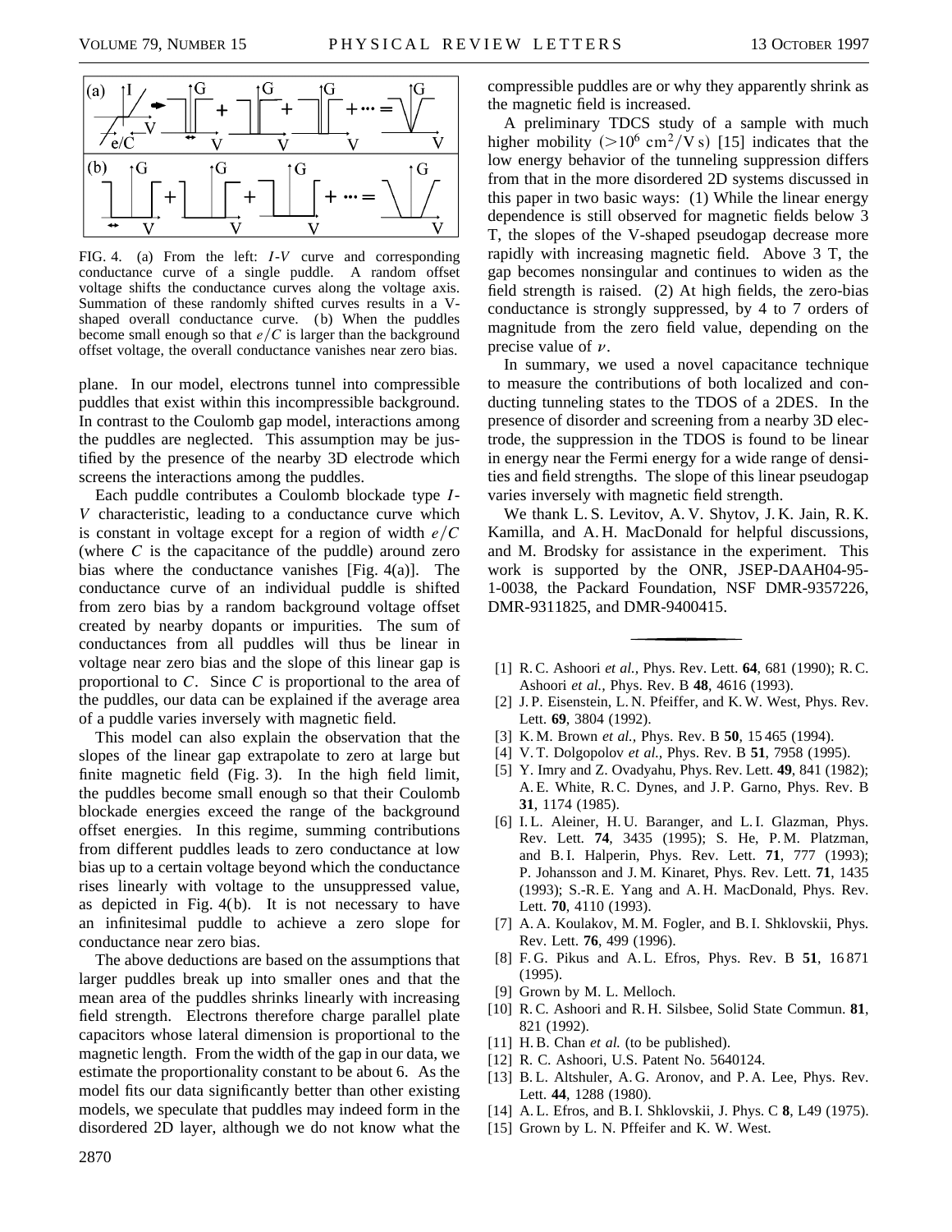(a) I V e/C G V G V G V G V

(b) G V G V G V G V

FIG. 4. (a) From the left: $I$-$V$ curve and corresponding conductance curve of a single puddle. A random offset voltage shifts the conductance curves along the voltage axis. Summation of these randomly shifted curves results in a V-shaped overall conductance curve. (b) When the puddles become small enough so that $e/C$ is larger than the background offset voltage, the overall conductance vanishes near zero bias.

plane. In our model, electrons tunnel into compressible puddles that exist within this incompressible background. In contrast to the Coulomb gap model, interactions among the puddles are neglected. This assumption may be justified by the presence of the nearby 3D electrode which screens the interactions among the puddles.

Each puddle contributes a Coulomb blockade type $I$-$V$ characteristic, leading to a conductance curve which is constant in voltage except for a region of width $e/C$ (where $C$ is the capacitance of the puddle) around zero bias where the conductance vanishes [Fig. 4(a)]. The conductance curve of an individual puddle is shifted from zero bias by a random background voltage offset created by nearby dopants or impurities. The sum of conductances from all puddles will thus be linear in voltage near zero bias and the slope of this linear gap is proportional to $C$. Since $C$ is proportional to the area of the puddles, our data can be explained if the average area of a puddle varies inversely with magnetic field.

This model can also explain the observation that the slopes of the linear gap extrapolate to zero at large but finite magnetic field (Fig. 3). In the high field limit, the puddles become small enough so that their Coulomb blockade energies exceed the range of the background offset energies. In this regime, summing contributions from different puddles leads to zero conductance at low bias up to a certain voltage beyond which the conductance rises linearly with voltage to the unsuppressed value, as depicted in Fig. 4(b). It is not necessary to have an infinitesimal puddle to achieve a zero slope for conductance near zero bias.

The above deductions are based on the assumptions that larger puddles break up into smaller ones and that the mean area of the puddles shrinks linearly with increasing field strength. Electrons therefore charge parallel plate capacitors whose lateral dimension is proportional to the magnetic length. From the width of the gap in our data, we estimate the proportionality constant to be about 6. As the model fits our data significantly better than other existing models, we speculate that puddles may indeed form in the disordered 2D layer, although we do not know what the compressible puddles are or why they apparently shrink as the magnetic field is increased.

A preliminary TDCS study of a sample with much higher mobility ($>10^6$ cm$^2$/V s) [15] indicates that the low energy behavior of the tunneling suppression differs from that in the more disordered 2D systems discussed in this paper in two basic ways: (1) While the linear energy dependence is still observed for magnetic fields below 3 T, the slopes of the V-shaped pseudogap decrease more rapidly with increasing magnetic field. Above 3 T, the gap becomes nonsingular and continues to widen as the field strength is raised. (2) At high fields, the zero-bias conductance is strongly suppressed, by 4 to 7 orders of magnitude from the zero field value, depending on the precise value of $\nu$.

In summary, we used a novel capacitance technique to measure the contributions of both localized and conducting tunneling states to the TDOS of a 2DES. In the presence of disorder and screening from a nearby 3D electrode, the suppression in the TDOS is found to be linear in energy near the Fermi energy for a wide range of densities and field strengths. The slope of this linear pseudogap varies inversely with magnetic field strength.

We thank L. S. Levitov, A. V. Shytov, J. K. Jain, R. K. Kamilla, and A. H. MacDonald for helpful discussions, and M. Brodsky for assistance in the experiment. This work is supported by the ONR, JSEP-DAAH04-95-1-0038, the Packard Foundation, NSF DMR-9357226, DMR-9311825, and DMR-9400415.

---

[1] R. C. Ashoori *et al.*, Phys. Rev. Lett. **64**, 681 (1990); R. C. Ashoori *et al.*, Phys. Rev. B **48**, 4616 (1993).
[2] J. P. Eisenstein, L. N. Pfeiffer, and K. W. West, Phys. Rev. Lett. **69**, 3804 (1992).
[3] K. M. Brown *et al.*, Phys. Rev. B **50**, 15 465 (1994).
[4] V. T. Dolgopolov *et al.*, Phys. Rev. B **51**, 7958 (1995).
[5] Y. Imry and Z. Ovadyahu, Phys. Rev. Lett. **49**, 841 (1982); A. E. White, R. C. Dynes, and J. P. Garno, Phys. Rev. B **31**, 1174 (1985).
[6] I. L. Aleiner, H. U. Baranger, and L. I. Glazman, Phys. Rev. Lett. **74**, 3435 (1995); S. He, P. M. Platzman, and B. I. Halperin, Phys. Rev. Lett. **71**, 777 (1993); P. Johansson and J. M. Kinaret, Phys. Rev. Lett. **71**, 1435 (1993); S.-R. E. Yang and A. H. MacDonald, Phys. Rev. Lett. **70**, 4110 (1993).
[7] A. A. Koulakov, M. M. Fogler, and B. I. Shklovskii, Phys. Rev. Lett. **76**, 499 (1996).
[8] F. G. Pikus and A. L. Efros, Phys. Rev. B **51**, 16 871 (1995).
[9] Grown by M. L. Melloch.
[10] R. C. Ashoori and R. H. Silsbee, Solid State Commun. **81**, 821 (1992).
[11] H. B. Chan *et al.* (to be published).
[12] R. C. Ashoori, U.S. Patent No. 5640124.
[13] B. L. Altshuler, A. G. Aronov, and P. A. Lee, Phys. Rev. Lett. **44**, 1288 (1980).
[14] A. L. Efros, and B. I. Shklovskii, J. Phys. C **8**, L49 (1975).
[15] Grown by L. N. Pfeifer and K. W. West.